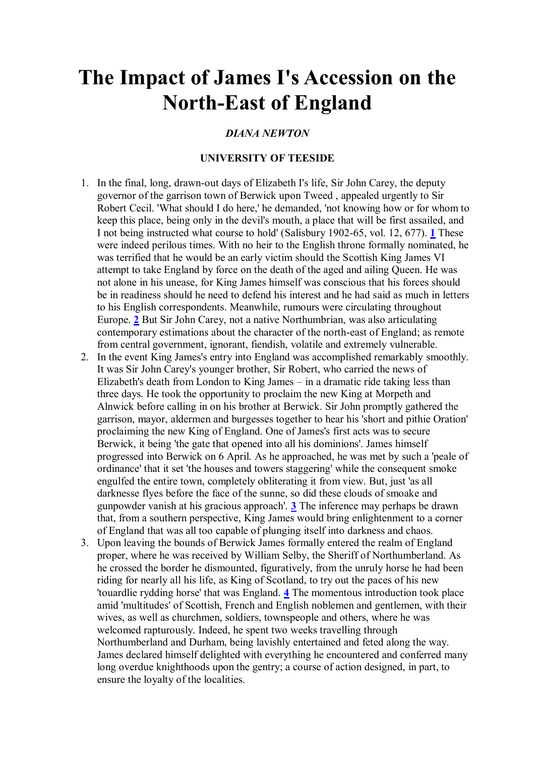# The Impact of James I's Accession on the North-East of England

***DIANA NEWTON***

**UNIVERSITY OF TEESIDE**

1. In the final, long, drawn-out days of Elizabeth I's life, Sir John Carey, the deputy governor of the garrison town of Berwick upon Tweed , appealed urgently to Sir Robert Cecil. 'What should I do here,' he demanded, 'not knowing how or for whom to keep this place, being only in the devil's mouth, a place that will be first assailed, and I not being instructed what course to hold' (Salisbury 1902-65, vol. 12, 677). [1] These were indeed perilous times. With no heir to the English throne formally nominated, he was terrified that he would be an early victim should the Scottish King James VI attempt to take England by force on the death of the aged and ailing Queen. He was not alone in his unease, for King James himself was conscious that his forces should be in readiness should he need to defend his interest and he had said as much in letters to his English correspondents. Meanwhile, rumours were circulating throughout Europe. [2] But Sir John Carey, not a native Northumbrian, was also articulating contemporary estimations about the character of the north-east of England; as remote from central government, ignorant, fiendish, volatile and extremely vulnerable.
2. In the event King James's entry into England was accomplished remarkably smoothly. It was Sir John Carey's younger brother, Sir Robert, who carried the news of Elizabeth's death from London to King James – in a dramatic ride taking less than three days. He took the opportunity to proclaim the new King at Morpeth and Alnwick before calling in on his brother at Berwick. Sir John promptly gathered the garrison, mayor, aldermen and burgesses together to hear his 'short and pithie Oration' proclaiming the new King of England. One of James's first acts was to secure Berwick, it being 'the gate that opened into all his dominions'. James himself progressed into Berwick on 6 April. As he approached, he was met by such a 'peale of ordinance' that it set 'the houses and towers staggering' while the consequent smoke engulfed the entire town, completely obliterating it from view. But, just 'as all darknesse flyes before the face of the sunne, so did these clouds of smoake and gunpowder vanish at his gracious approach'. [3] The inference may perhaps be drawn that, from a southern perspective, King James would bring enlightenment to a corner of England that was all too capable of plunging itself into darkness and chaos.
3. Upon leaving the bounds of Berwick James formally entered the realm of England proper, where he was received by William Selby, the Sheriff of Northumberland. As he crossed the border he dismounted, figuratively, from the unruly horse he had been riding for nearly all his life, as King of Scotland, to try out the paces of his new 'touardlie rydding horse' that was England. [4] The momentous introduction took place amid 'multitudes' of Scottish, French and English noblemen and gentlemen, with their wives, as well as churchmen, soldiers, townspeople and others, where he was welcomed rapturously. Indeed, he spent two weeks travelling through Northumberland and Durham, being lavishly entertained and feted along the way. James declared himself delighted with everything he encountered and conferred many long overdue knighthoods upon the gentry; a course of action designed, in part, to ensure the loyalty of the localities.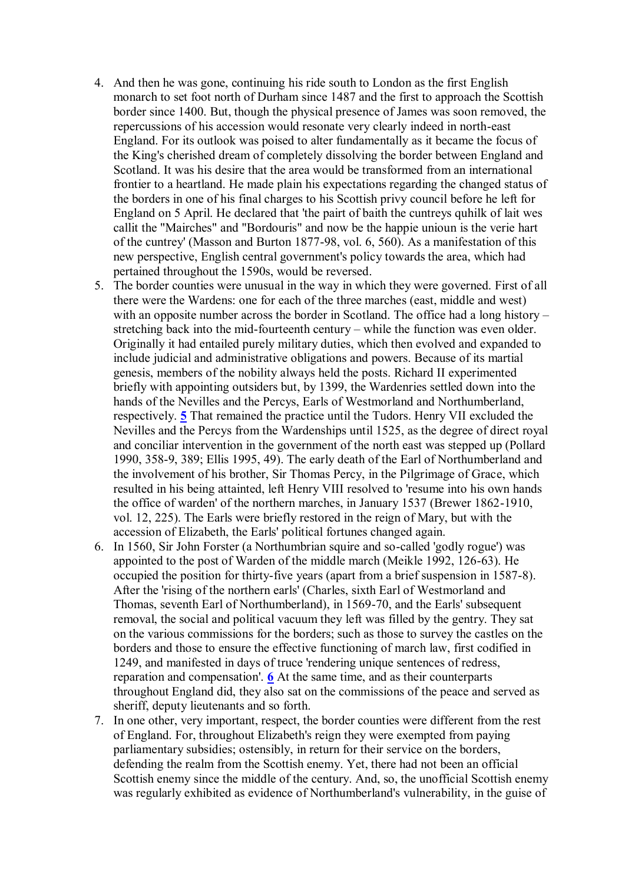4. And then he was gone, continuing his ride south to London as the first English monarch to set foot north of Durham since 1487 and the first to approach the Scottish border since 1400. But, though the physical presence of James was soon removed, the repercussions of his accession would resonate very clearly indeed in north-east England. For its outlook was poised to alter fundamentally as it became the focus of the King's cherished dream of completely dissolving the border between England and Scotland. It was his desire that the area would be transformed from an international frontier to a heartland. He made plain his expectations regarding the changed status of the borders in one of his final charges to his Scottish privy council before he left for England on 5 April. He declared that 'the pair of baith the cuntreys quhilk of lait wes callit the "Mairches" and "Bordouris" and now be the happie unioun is the verie hart of the cuntrey' (Masson and Burton 1877-98, vol. 6, 560). As a manifestation of this new perspective, English central government's policy towards the area, which had pertained throughout the 1590s, would be reversed.
5. The border counties were unusual in the way in which they were governed. First of all there were the Wardens: one for each of the three marches (east, middle and west) with an opposite number across the border in Scotland. The office had a long history – stretching back into the mid-fourteenth century – while the function was even older. Originally it had entailed purely military duties, which then evolved and expanded to include judicial and administrative obligations and powers. Because of its martial genesis, members of the nobility always held the posts. Richard II experimented briefly with appointing outsiders but, by 1399, the Wardenries settled down into the hands of the Nevilles and the Percys, Earls of Westmorland and Northumberland, respectively. **5** That remained the practice until the Tudors. Henry VII excluded the Nevilles and the Percys from the Wardenships until 1525, as the degree of direct royal and conciliar intervention in the government of the north east was stepped up (Pollard 1990, 358-9, 389; Ellis 1995, 49). The early death of the Earl of Northumberland and the involvement of his brother, Sir Thomas Percy, in the Pilgrimage of Grace, which resulted in his being attainted, left Henry VIII resolved to 'resume into his own hands the office of warden' of the northern marches, in January 1537 (Brewer 1862-1910, vol. 12, 225). The Earls were briefly restored in the reign of Mary, but with the accession of Elizabeth, the Earls' political fortunes changed again.
6. In 1560, Sir John Forster (a Northumbrian squire and so-called 'godly rogue') was appointed to the post of Warden of the middle march (Meikle 1992, 126-63). He occupied the position for thirty-five years (apart from a brief suspension in 1587-8). After the 'rising of the northern earls' (Charles, sixth Earl of Westmorland and Thomas, seventh Earl of Northumberland), in 1569-70, and the Earls' subsequent removal, the social and political vacuum they left was filled by the gentry. They sat on the various commissions for the borders; such as those to survey the castles on the borders and those to ensure the effective functioning of march law, first codified in 1249, and manifested in days of truce 'rendering unique sentences of redress, reparation and compensation'. **6** At the same time, and as their counterparts throughout England did, they also sat on the commissions of the peace and served as sheriff, deputy lieutenants and so forth.
7. In one other, very important, respect, the border counties were different from the rest of England. For, throughout Elizabeth's reign they were exempted from paying parliamentary subsidies; ostensibly, in return for their service on the borders, defending the realm from the Scottish enemy. Yet, there had not been an official Scottish enemy since the middle of the century. And, so, the unofficial Scottish enemy was regularly exhibited as evidence of Northumberland's vulnerability, in the guise of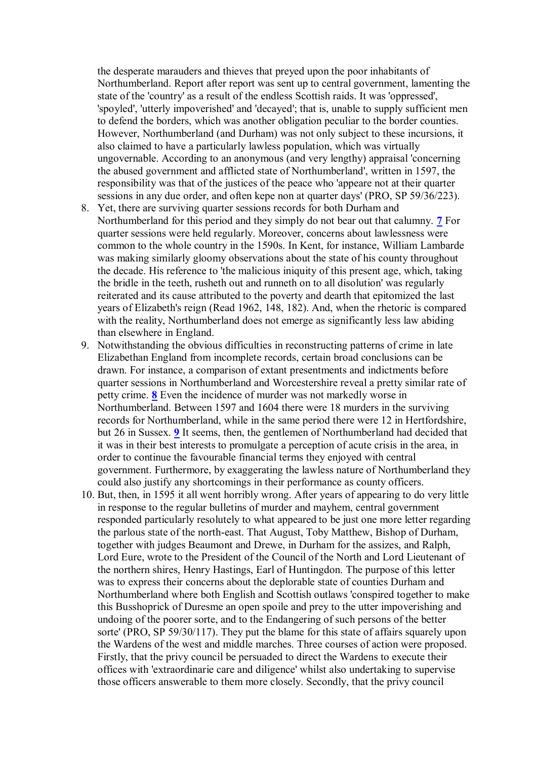the desperate marauders and thieves that preyed upon the poor inhabitants of Northumberland. Report after report was sent up to central government, lamenting the state of the 'country' as a result of the endless Scottish raids. It was 'oppressed', 'spoyled', 'utterly impoverished' and 'decayed'; that is, unable to supply sufficient men to defend the borders, which was another obligation peculiar to the border counties. However, Northumberland (and Durham) was not only subject to these incursions, it also claimed to have a particularly lawless population, which was virtually ungovernable. According to an anonymous (and very lengthy) appraisal 'concerning the abused government and afflicted state of Northumberland', written in 1597, the responsibility was that of the justices of the peace who 'appeare not at their quarter sessions in any due order, and often kepe non at quarter days' (PRO, SP 59/36/223).

8. Yet, there are surviving quarter sessions records for both Durham and Northumberland for this period and they simply do not bear out that calumny. [7] For quarter sessions were held regularly. Moreover, concerns about lawlessness were common to the whole country in the 1590s. In Kent, for instance, William Lambarde was making similarly gloomy observations about the state of his county throughout the decade. His reference to 'the malicious iniquity of this present age, which, taking the bridle in the teeth, rusheth out and runneth on to all disolution' was regularly reiterated and its cause attributed to the poverty and dearth that epitomized the last years of Elizabeth's reign (Read 1962, 148, 182). And, when the rhetoric is compared with the reality, Northumberland does not emerge as significantly less law abiding than elsewhere in England.
9. Notwithstanding the obvious difficulties in reconstructing patterns of crime in late Elizabethan England from incomplete records, certain broad conclusions can be drawn. For instance, a comparison of extant presentments and indictments before quarter sessions in Northumberland and Worcestershire reveal a pretty similar rate of petty crime. [8] Even the incidence of murder was not markedly worse in Northumberland. Between 1597 and 1604 there were 18 murders in the surviving records for Northumberland, while in the same period there were 12 in Hertfordshire, but 26 in Sussex. [9] It seems, then, the gentlemen of Northumberland had decided that it was in their best interests to promulgate a perception of acute crisis in the area, in order to continue the favourable financial terms they enjoyed with central government. Furthermore, by exaggerating the lawless nature of Northumberland they could also justify any shortcomings in their performance as county officers.
10. But, then, in 1595 it all went horribly wrong. After years of appearing to do very little in response to the regular bulletins of murder and mayhem, central government responded particularly resolutely to what appeared to be just one more letter regarding the parlous state of the north-east. That August, Toby Matthew, Bishop of Durham, together with judges Beaumont and Drewe, in Durham for the assizes, and Ralph, Lord Eure, wrote to the President of the Council of the North and Lord Lieutenant of the northern shires, Henry Hastings, Earl of Huntingdon. The purpose of this letter was to express their concerns about the deplorable state of counties Durham and Northumberland where both English and Scottish outlaws 'conspired together to make this Busshoprick of Duresme an open spoile and prey to the utter impoverishing and undoing of the poorer sorte, and to the Endangering of such persons of the better sorte' (PRO, SP 59/30/117). They put the blame for this state of affairs squarely upon the Wardens of the west and middle marches. Three courses of action were proposed. Firstly, that the privy council be persuaded to direct the Wardens to execute their offices with 'extraordinarie care and diligence' whilst also undertaking to supervise those officers answerable to them more closely. Secondly, that the privy council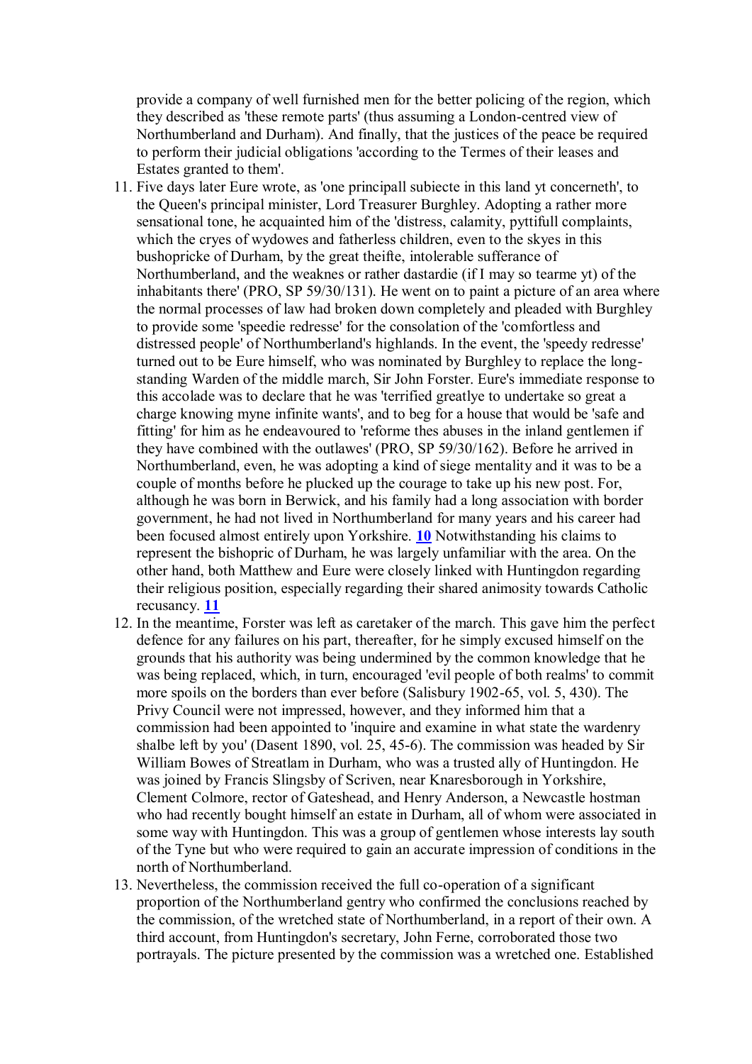provide a company of well furnished men for the better policing of the region, which they described as 'these remote parts' (thus assuming a London-centred view of Northumberland and Durham). And finally, that the justices of the peace be required to perform their judicial obligations 'according to the Termes of their leases and Estates granted to them'.

11. Five days later Eure wrote, as 'one principall subiecte in this land yt concerneth', to the Queen's principal minister, Lord Treasurer Burghley. Adopting a rather more sensational tone, he acquainted him of the 'distress, calamity, pyttifull complaints, which the cryes of wydowes and fatherless children, even to the skyes in this bushopricke of Durham, by the great theifte, intolerable sufferance of Northumberland, and the weaknes or rather dastardie (if I may so tearme yt) of the inhabitants there' (PRO, SP 59/30/131). He went on to paint a picture of an area where the normal processes of law had broken down completely and pleaded with Burghley to provide some 'speedie redresse' for the consolation of the 'comfortless and distressed people' of Northumberland's highlands. In the event, the 'speedy redresse' turned out to be Eure himself, who was nominated by Burghley to replace the long-standing Warden of the middle march, Sir John Forster. Eure's immediate response to this accolade was to declare that he was 'terrified greatlye to undertake so great a charge knowing myne infinite wants', and to beg for a house that would be 'safe and fitting' for him as he endeavoured to 'reforme thes abuses in the inland gentlemen if they have combined with the outlawes' (PRO, SP 59/30/162). Before he arrived in Northumberland, even, he was adopting a kind of siege mentality and it was to be a couple of months before he plucked up the courage to take up his new post. For, although he was born in Berwick, and his family had a long association with border government, he had not lived in Northumberland for many years and his career had been focused almost entirely upon Yorkshire. **10** Notwithstanding his claims to represent the bishopric of Durham, he was largely unfamiliar with the area. On the other hand, both Matthew and Eure were closely linked with Huntingdon regarding their religious position, especially regarding their shared animosity towards Catholic recusancy. **11**
12. In the meantime, Forster was left as caretaker of the march. This gave him the perfect defence for any failures on his part, thereafter, for he simply excused himself on the grounds that his authority was being undermined by the common knowledge that he was being replaced, which, in turn, encouraged 'evil people of both realms' to commit more spoils on the borders than ever before (Salisbury 1902-65, vol. 5, 430). The Privy Council were not impressed, however, and they informed him that a commission had been appointed to 'inquire and examine in what state the wardenry shalbe left by you' (Dasent 1890, vol. 25, 45-6). The commission was headed by Sir William Bowes of Streatlam in Durham, who was a trusted ally of Huntingdon. He was joined by Francis Slingsby of Scriven, near Knaresborough in Yorkshire, Clement Colmore, rector of Gateshead, and Henry Anderson, a Newcastle hostman who had recently bought himself an estate in Durham, all of whom were associated in some way with Huntingdon. This was a group of gentlemen whose interests lay south of the Tyne but who were required to gain an accurate impression of conditions in the north of Northumberland.
13. Nevertheless, the commission received the full co-operation of a significant proportion of the Northumberland gentry who confirmed the conclusions reached by the commission, of the wretched state of Northumberland, in a report of their own. A third account, from Huntingdon's secretary, John Ferne, corroborated those two portrayals. The picture presented by the commission was a wretched one. Established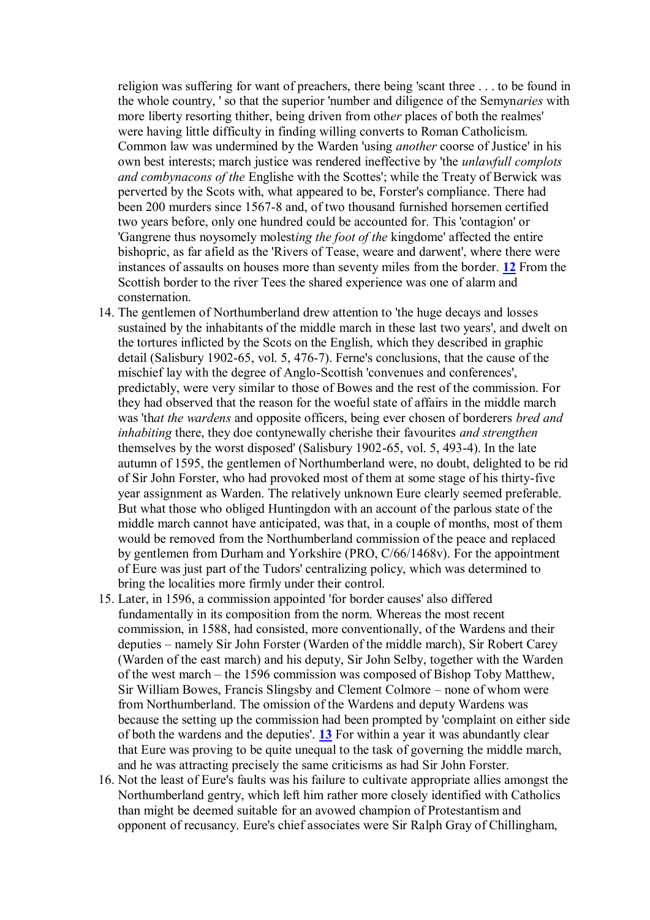religion was suffering for want of preachers, there being 'scant three . . . to be found in the whole country, ' so that the superior 'number and diligence of the Semyn*aries* with more liberty resorting thither, being driven from oth*er* places of both the realmes' were having little difficulty in finding willing converts to Roman Catholicism. Common law was undermined by the Warden 'using *another* coorse of Justice' in his own best interests; march justice was rendered ineffective by 'the *unlawfull complots and combynacons of the* Englishe with the Scottes'; while the Treaty of Berwick was perverted by the Scots with, what appeared to be, Forster's compliance. There had been 200 murders since 1567-8 and, of two thousand furnished horsemen certified two years before, only one hundred could be accounted for. This 'contagion' or 'Gangrene thus noysomely molest*ing the foot of the* kingdome' affected the entire bishopric, as far afield as the 'Rivers of Tease, weare and darwent', where there were instances of assaults on houses more than seventy miles from the border. **12** From the Scottish border to the river Tees the shared experience was one of alarm and consternation.

14. The gentlemen of Northumberland drew attention to 'the huge decays and losses sustained by the inhabitants of the middle march in these last two years', and dwelt on the tortures inflicted by the Scots on the English, which they described in graphic detail (Salisbury 1902-65, vol. 5, 476-7). Ferne's conclusions, that the cause of the mischief lay with the degree of Anglo-Scottish 'convenues and conferences', predictably, were very similar to those of Bowes and the rest of the commission. For they had observed that the reason for the woeful state of affairs in the middle march was 'th*at the wardens* and opposite officers, being ever chosen of borderers *bred and inhabiting* there, they doe contynewally cherishe their favourites *and strengthen* themselves by the worst disposed' (Salisbury 1902-65, vol. 5, 493-4). In the late autumn of 1595, the gentlemen of Northumberland were, no doubt, delighted to be rid of Sir John Forster, who had provoked most of them at some stage of his thirty-five year assignment as Warden. The relatively unknown Eure clearly seemed preferable. But what those who obliged Huntingdon with an account of the parlous state of the middle march cannot have anticipated, was that, in a couple of months, most of them would be removed from the Northumberland commission of the peace and replaced by gentlemen from Durham and Yorkshire (PRO, C/66/1468v). For the appointment of Eure was just part of the Tudors' centralizing policy, which was determined to bring the localities more firmly under their control.
15. Later, in 1596, a commission appointed 'for border causes' also differed fundamentally in its composition from the norm. Whereas the most recent commission, in 1588, had consisted, more conventionally, of the Wardens and their deputies – namely Sir John Forster (Warden of the middle march), Sir Robert Carey (Warden of the east march) and his deputy, Sir John Selby, together with the Warden of the west march – the 1596 commission was composed of Bishop Toby Matthew, Sir William Bowes, Francis Slingsby and Clement Colmore – none of whom were from Northumberland. The omission of the Wardens and deputy Wardens was because the setting up the commission had been prompted by 'complaint on either side of both the wardens and the deputies'. **13** For within a year it was abundantly clear that Eure was proving to be quite unequal to the task of governing the middle march, and he was attracting precisely the same criticisms as had Sir John Forster.
16. Not the least of Eure's faults was his failure to cultivate appropriate allies amongst the Northumberland gentry, which left him rather more closely identified with Catholics than might be deemed suitable for an avowed champion of Protestantism and opponent of recusancy. Eure's chief associates were Sir Ralph Gray of Chillingham,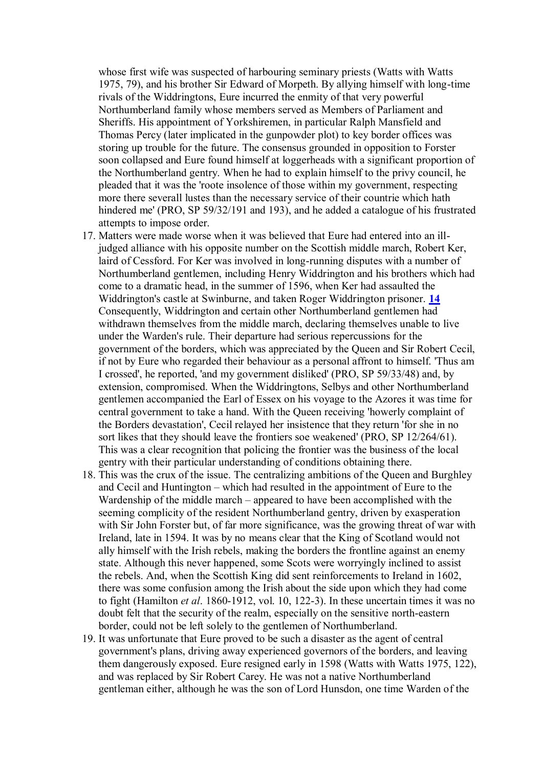whose first wife was suspected of harbouring seminary priests (Watts with Watts 1975, 79), and his brother Sir Edward of Morpeth. By allying himself with long-time rivals of the Widdringtons, Eure incurred the enmity of that very powerful Northumberland family whose members served as Members of Parliament and Sheriffs. His appointment of Yorkshiremen, in particular Ralph Mansfield and Thomas Percy (later implicated in the gunpowder plot) to key border offices was storing up trouble for the future. The consensus grounded in opposition to Forster soon collapsed and Eure found himself at loggerheads with a significant proportion of the Northumberland gentry. When he had to explain himself to the privy council, he pleaded that it was the 'roote insolence of those within my government, respecting more there severall lustes than the necessary service of their countrie which hath hindered me' (PRO, SP 59/32/191 and 193), and he added a catalogue of his frustrated attempts to impose order.

17. Matters were made worse when it was believed that Eure had entered into an ill-judged alliance with his opposite number on the Scottish middle march, Robert Ker, laird of Cessford. For Ker was involved in long-running disputes with a number of Northumberland gentlemen, including Henry Widdrington and his brothers which had come to a dramatic head, in the summer of 1596, when Ker had assaulted the Widdrington's castle at Swinburne, and taken Roger Widdrington prisoner. **14** Consequently, Widdrington and certain other Northumberland gentlemen had withdrawn themselves from the middle march, declaring themselves unable to live under the Warden's rule. Their departure had serious repercussions for the government of the borders, which was appreciated by the Queen and Sir Robert Cecil, if not by Eure who regarded their behaviour as a personal affront to himself. 'Thus am I crossed', he reported, 'and my government disliked' (PRO, SP 59/33/48) and, by extension, compromised. When the Widdringtons, Selbys and other Northumberland gentlemen accompanied the Earl of Essex on his voyage to the Azores it was time for central government to take a hand. With the Queen receiving 'howerly complaint of the Borders devastation', Cecil relayed her insistence that they return 'for she in no sort likes that they should leave the frontiers soe weakened' (PRO, SP 12/264/61). This was a clear recognition that policing the frontier was the business of the local gentry with their particular understanding of conditions obtaining there.
18. This was the crux of the issue. The centralizing ambitions of the Queen and Burghley and Cecil and Huntington – which had resulted in the appointment of Eure to the Wardenship of the middle march – appeared to have been accomplished with the seeming complicity of the resident Northumberland gentry, driven by exasperation with Sir John Forster but, of far more significance, was the growing threat of war with Ireland, late in 1594. It was by no means clear that the King of Scotland would not ally himself with the Irish rebels, making the borders the frontline against an enemy state. Although this never happened, some Scots were worryingly inclined to assist the rebels. And, when the Scottish King did sent reinforcements to Ireland in 1602, there was some confusion among the Irish about the side upon which they had come to fight (Hamilton *et al*. 1860-1912, vol. 10, 122-3). In these uncertain times it was no doubt felt that the security of the realm, especially on the sensitive north-eastern border, could not be left solely to the gentlemen of Northumberland.
19. It was unfortunate that Eure proved to be such a disaster as the agent of central government's plans, driving away experienced governors of the borders, and leaving them dangerously exposed. Eure resigned early in 1598 (Watts with Watts 1975, 122), and was replaced by Sir Robert Carey. He was not a native Northumberland gentleman either, although he was the son of Lord Hunsdon, one time Warden of the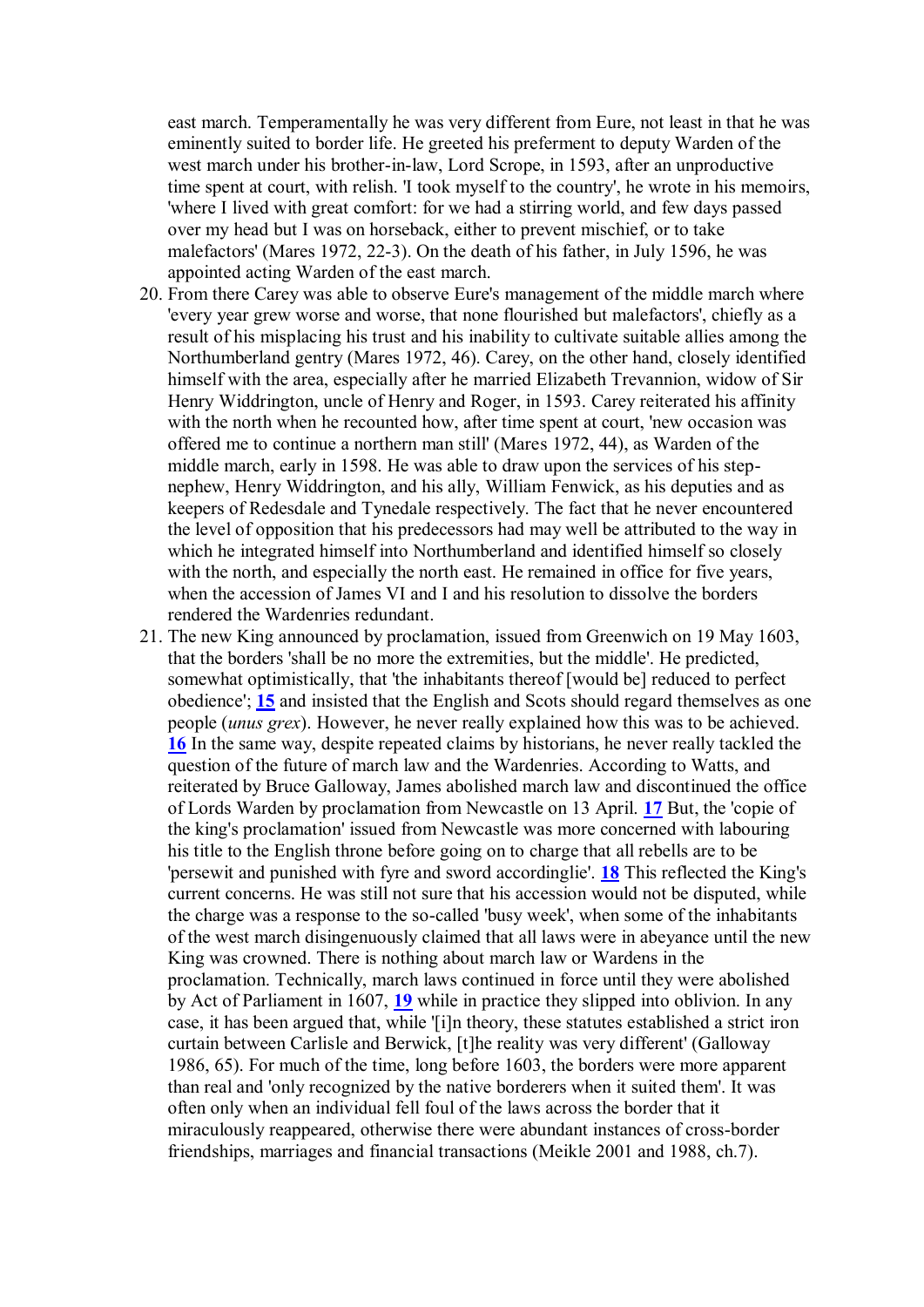east march. Temperamentally he was very different from Eure, not least in that he was eminently suited to border life. He greeted his preferment to deputy Warden of the west march under his brother-in-law, Lord Scrope, in 1593, after an unproductive time spent at court, with relish. 'I took myself to the country', he wrote in his memoirs, 'where I lived with great comfort: for we had a stirring world, and few days passed over my head but I was on horseback, either to prevent mischief, or to take malefactors' (Mares 1972, 22-3). On the death of his father, in July 1596, he was appointed acting Warden of the east march.

20. From there Carey was able to observe Eure's management of the middle march where 'every year grew worse and worse, that none flourished but malefactors', chiefly as a result of his misplacing his trust and his inability to cultivate suitable allies among the Northumberland gentry (Mares 1972, 46). Carey, on the other hand, closely identified himself with the area, especially after he married Elizabeth Trevannion, widow of Sir Henry Widdrington, uncle of Henry and Roger, in 1593. Carey reiterated his affinity with the north when he recounted how, after time spent at court, 'new occasion was offered me to continue a northern man still' (Mares 1972, 44), as Warden of the middle march, early in 1598. He was able to draw upon the services of his step-nephew, Henry Widdrington, and his ally, William Fenwick, as his deputies and as keepers of Redesdale and Tynedale respectively. The fact that he never encountered the level of opposition that his predecessors had may well be attributed to the way in which he integrated himself into Northumberland and identified himself so closely with the north, and especially the north east. He remained in office for five years, when the accession of James VI and I and his resolution to dissolve the borders rendered the Wardenries redundant.

21. The new King announced by proclamation, issued from Greenwich on 19 May 1603, that the borders 'shall be no more the extremities, but the middle'. He predicted, somewhat optimistically, that 'the inhabitants thereof [would be] reduced to perfect obedience'; **15** and insisted that the English and Scots should regard themselves as one people (*unus grex*). However, he never really explained how this was to be achieved. **16** In the same way, despite repeated claims by historians, he never really tackled the question of the future of march law and the Wardenries. According to Watts, and reiterated by Bruce Galloway, James abolished march law and discontinued the office of Lords Warden by proclamation from Newcastle on 13 April. **17** But, the 'copie of the king's proclamation' issued from Newcastle was more concerned with labouring his title to the English throne before going on to charge that all rebells are to be 'persewit and punished with fyre and sword accordinglie'. **18** This reflected the King's current concerns. He was still not sure that his accession would not be disputed, while the charge was a response to the so-called 'busy week', when some of the inhabitants of the west march disingenuously claimed that all laws were in abeyance until the new King was crowned. There is nothing about march law or Wardens in the proclamation. Technically, march laws continued in force until they were abolished by Act of Parliament in 1607, **19** while in practice they slipped into oblivion. In any case, it has been argued that, while '[i]n theory, these statutes established a strict iron curtain between Carlisle and Berwick, [t]he reality was very different' (Galloway 1986, 65). For much of the time, long before 1603, the borders were more apparent than real and 'only recognized by the native borderers when it suited them'. It was often only when an individual fell foul of the laws across the border that it miraculously reappeared, otherwise there were abundant instances of cross-border friendships, marriages and financial transactions (Meikle 2001 and 1988, ch.7).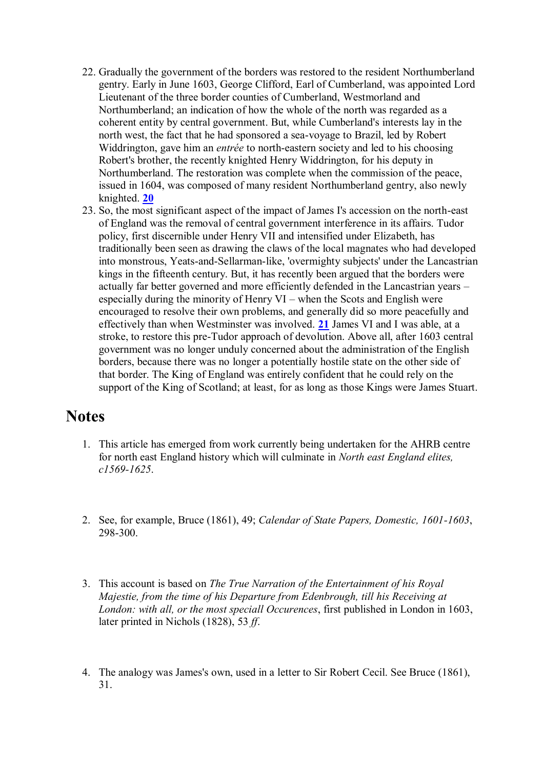22. Gradually the government of the borders was restored to the resident Northumberland gentry. Early in June 1603, George Clifford, Earl of Cumberland, was appointed Lord Lieutenant of the three border counties of Cumberland, Westmorland and Northumberland; an indication of how the whole of the north was regarded as a coherent entity by central government. But, while Cumberland's interests lay in the north west, the fact that he had sponsored a sea-voyage to Brazil, led by Robert Widdrington, gave him an *entrée* to north-eastern society and led to his choosing Robert's brother, the recently knighted Henry Widdrington, for his deputy in Northumberland. The restoration was complete when the commission of the peace, issued in 1604, was composed of many resident Northumberland gentry, also newly knighted. **20**
23. So, the most significant aspect of the impact of James I's accession on the north-east of England was the removal of central government interference in its affairs. Tudor policy, first discernible under Henry VII and intensified under Elizabeth, has traditionally been seen as drawing the claws of the local magnates who had developed into monstrous, Yeats-and-Sellarman-like, 'overmighty subjects' under the Lancastrian kings in the fifteenth century. But, it has recently been argued that the borders were actually far better governed and more efficiently defended in the Lancastrian years – especially during the minority of Henry VI – when the Scots and English were encouraged to resolve their own problems, and generally did so more peacefully and effectively than when Westminster was involved. **21** James VI and I was able, at a stroke, to restore this pre-Tudor approach of devolution. Above all, after 1603 central government was no longer unduly concerned about the administration of the English borders, because there was no longer a potentially hostile state on the other side of that border. The King of England was entirely confident that he could rely on the support of the King of Scotland; at least, for as long as those Kings were James Stuart.

## Notes

1. This article has emerged from work currently being undertaken for the AHRB centre for north east England history which will culminate in *North east England elites, c1569-1625*.

2. See, for example, Bruce (1861), 49; *Calendar of State Papers, Domestic, 1601-1603*, 298-300.

3. This account is based on *The True Narration of the Entertainment of his Royal Majestie, from the time of his Departure from Edenbrough, till his Receiving at London: with all, or the most speciall Occurences*, first published in London in 1603, later printed in Nichols (1828), 53 *ff*.

4. The analogy was James's own, used in a letter to Sir Robert Cecil. See Bruce (1861), 31.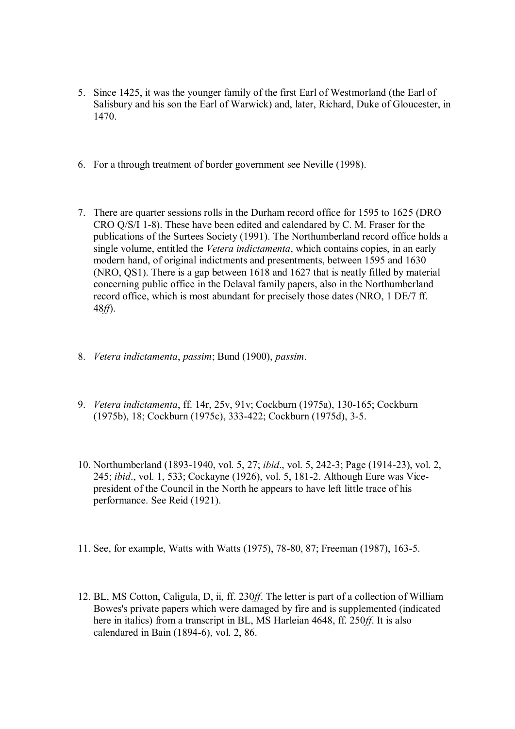5. Since 1425, it was the younger family of the first Earl of Westmorland (the Earl of Salisbury and his son the Earl of Warwick) and, later, Richard, Duke of Gloucester, in 1470.

6. For a through treatment of border government see Neville (1998).

7. There are quarter sessions rolls in the Durham record office for 1595 to 1625 (DRO CRO Q/S/I 1-8). These have been edited and calendared by C. M. Fraser for the publications of the Surtees Society (1991). The Northumberland record office holds a single volume, entitled the *Vetera indictamenta*, which contains copies, in an early modern hand, of original indictments and presentments, between 1595 and 1630 (NRO, QS1). There is a gap between 1618 and 1627 that is neatly filled by material concerning public office in the Delaval family papers, also in the Northumberland record office, which is most abundant for precisely those dates (NRO, 1 DE/7 ff. 48*ff*).

8. *Vetera indictamenta*, *passim*; Bund (1900), *passim*.

9. *Vetera indictamenta*, ff. 14r, 25v, 91v; Cockburn (1975a), 130-165; Cockburn (1975b), 18; Cockburn (1975c), 333-422; Cockburn (1975d), 3-5.

10. Northumberland (1893-1940, vol. 5, 27; *ibid*., vol. 5, 242-3; Page (1914-23), vol. 2, 245; *ibid*., vol. 1, 533; Cockayne (1926), vol. 5, 181-2. Although Eure was Vice-president of the Council in the North he appears to have left little trace of his performance. See Reid (1921).

11. See, for example, Watts with Watts (1975), 78-80, 87; Freeman (1987), 163-5.

12. BL, MS Cotton, Caligula, D, ii, ff. 230*ff*. The letter is part of a collection of William Bowes's private papers which were damaged by fire and is supplemented (indicated here in italics) from a transcript in BL, MS Harleian 4648, ff. 250*ff*. It is also calendared in Bain (1894-6), vol. 2, 86.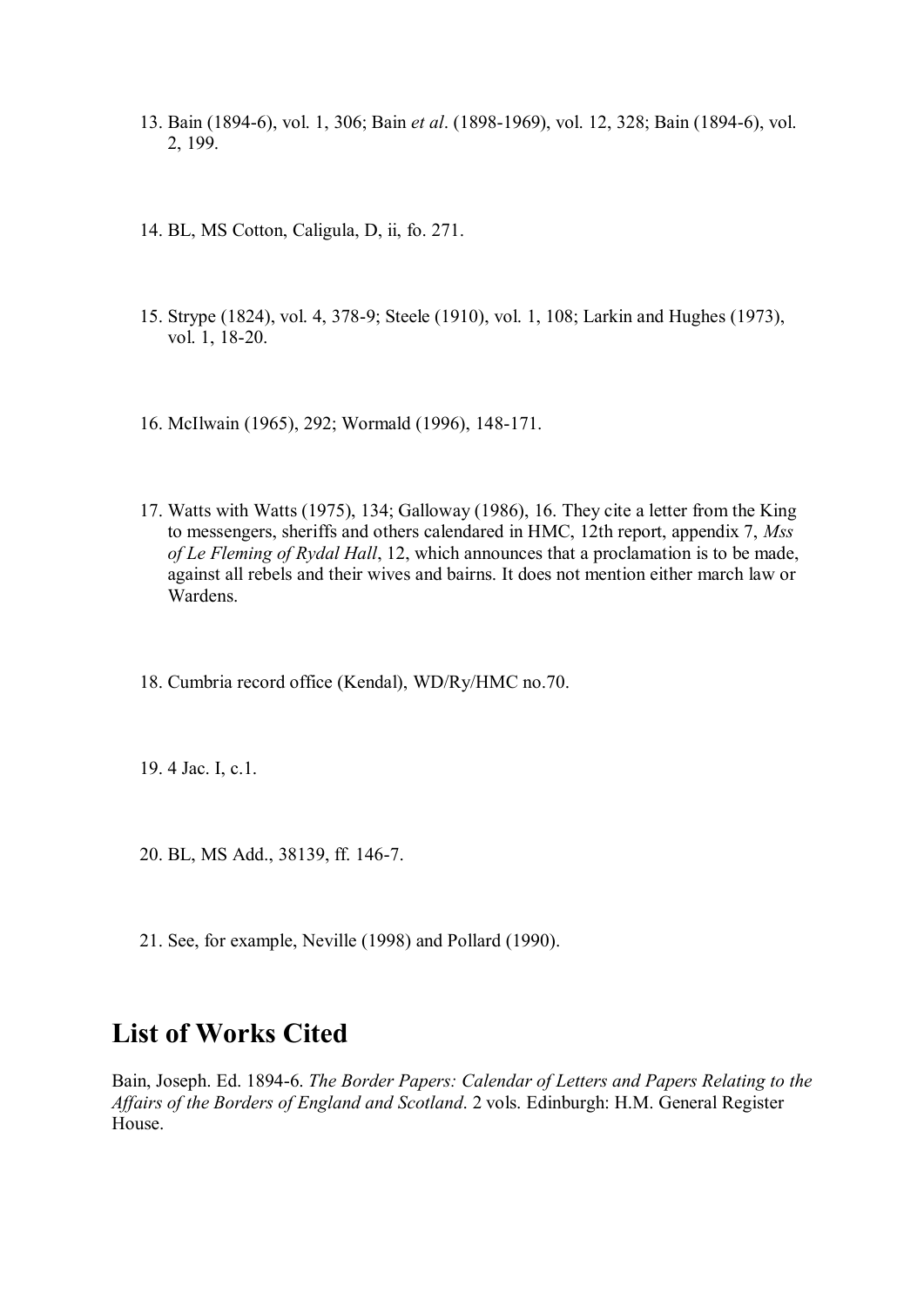13. Bain (1894-6), vol. 1, 306; Bain *et al*. (1898-1969), vol. 12, 328; Bain (1894-6), vol. 2, 199.

14. BL, MS Cotton, Caligula, D, ii, fo. 271.

15. Strype (1824), vol. 4, 378-9; Steele (1910), vol. 1, 108; Larkin and Hughes (1973), vol. 1, 18-20.

16. McIlwain (1965), 292; Wormald (1996), 148-171.

17. Watts with Watts (1975), 134; Galloway (1986), 16. They cite a letter from the King to messengers, sheriffs and others calendared in HMC, 12th report, appendix 7, *Mss of Le Fleming of Rydal Hall*, 12, which announces that a proclamation is to be made, against all rebels and their wives and bairns. It does not mention either march law or Wardens.

18. Cumbria record office (Kendal), WD/Ry/HMC no.70.

19. 4 Jac. I, c.1.

20. BL, MS Add., 38139, ff. 146-7.

21. See, for example, Neville (1998) and Pollard (1990).

## List of Works Cited

Bain, Joseph. Ed. 1894-6. *The Border Papers: Calendar of Letters and Papers Relating to the Affairs of the Borders of England and Scotland*. 2 vols. Edinburgh: H.M. General Register House.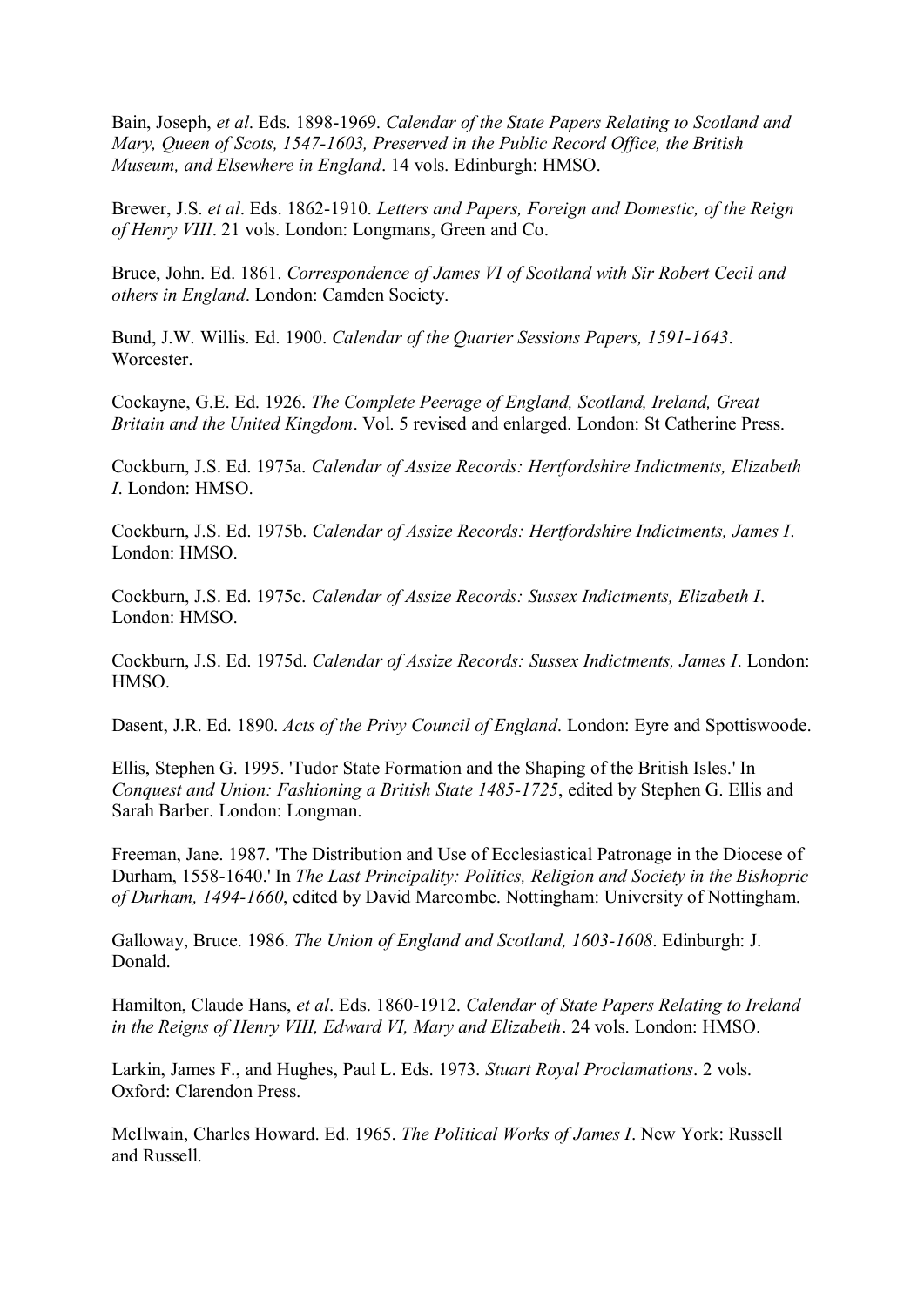Bain, Joseph, *et al*. Eds. 1898-1969. *Calendar of the State Papers Relating to Scotland and Mary, Queen of Scots, 1547-1603, Preserved in the Public Record Office, the British Museum, and Elsewhere in England*. 14 vols. Edinburgh: HMSO.

Brewer, J.S. *et al*. Eds. 1862-1910. *Letters and Papers, Foreign and Domestic, of the Reign of Henry VIII*. 21 vols. London: Longmans, Green and Co.

Bruce, John. Ed. 1861. *Correspondence of James VI of Scotland with Sir Robert Cecil and others in England*. London: Camden Society.

Bund, J.W. Willis. Ed. 1900. *Calendar of the Quarter Sessions Papers, 1591-1643*. Worcester.

Cockayne, G.E. Ed. 1926. *The Complete Peerage of England, Scotland, Ireland, Great Britain and the United Kingdom*. Vol. 5 revised and enlarged. London: St Catherine Press.

Cockburn, J.S. Ed. 1975a. *Calendar of Assize Records: Hertfordshire Indictments, Elizabeth I*. London: HMSO.

Cockburn, J.S. Ed. 1975b. *Calendar of Assize Records: Hertfordshire Indictments, James I*. London: HMSO.

Cockburn, J.S. Ed. 1975c. *Calendar of Assize Records: Sussex Indictments, Elizabeth I*. London: HMSO.

Cockburn, J.S. Ed. 1975d. *Calendar of Assize Records: Sussex Indictments, James I*. London: HMSO.

Dasent, J.R. Ed. 1890. *Acts of the Privy Council of England*. London: Eyre and Spottiswoode.

Ellis, Stephen G. 1995. 'Tudor State Formation and the Shaping of the British Isles.' In *Conquest and Union: Fashioning a British State 1485-1725*, edited by Stephen G. Ellis and Sarah Barber. London: Longman.

Freeman, Jane. 1987. 'The Distribution and Use of Ecclesiastical Patronage in the Diocese of Durham, 1558-1640.' In *The Last Principality: Politics, Religion and Society in the Bishopric of Durham, 1494-1660*, edited by David Marcombe. Nottingham: University of Nottingham.

Galloway, Bruce. 1986. *The Union of England and Scotland, 1603-1608*. Edinburgh: J. Donald.

Hamilton, Claude Hans, *et al*. Eds. 1860-1912. *Calendar of State Papers Relating to Ireland in the Reigns of Henry VIII, Edward VI, Mary and Elizabeth*. 24 vols. London: HMSO.

Larkin, James F., and Hughes, Paul L. Eds. 1973. *Stuart Royal Proclamations*. 2 vols. Oxford: Clarendon Press.

McIlwain, Charles Howard. Ed. 1965. *The Political Works of James I*. New York: Russell and Russell.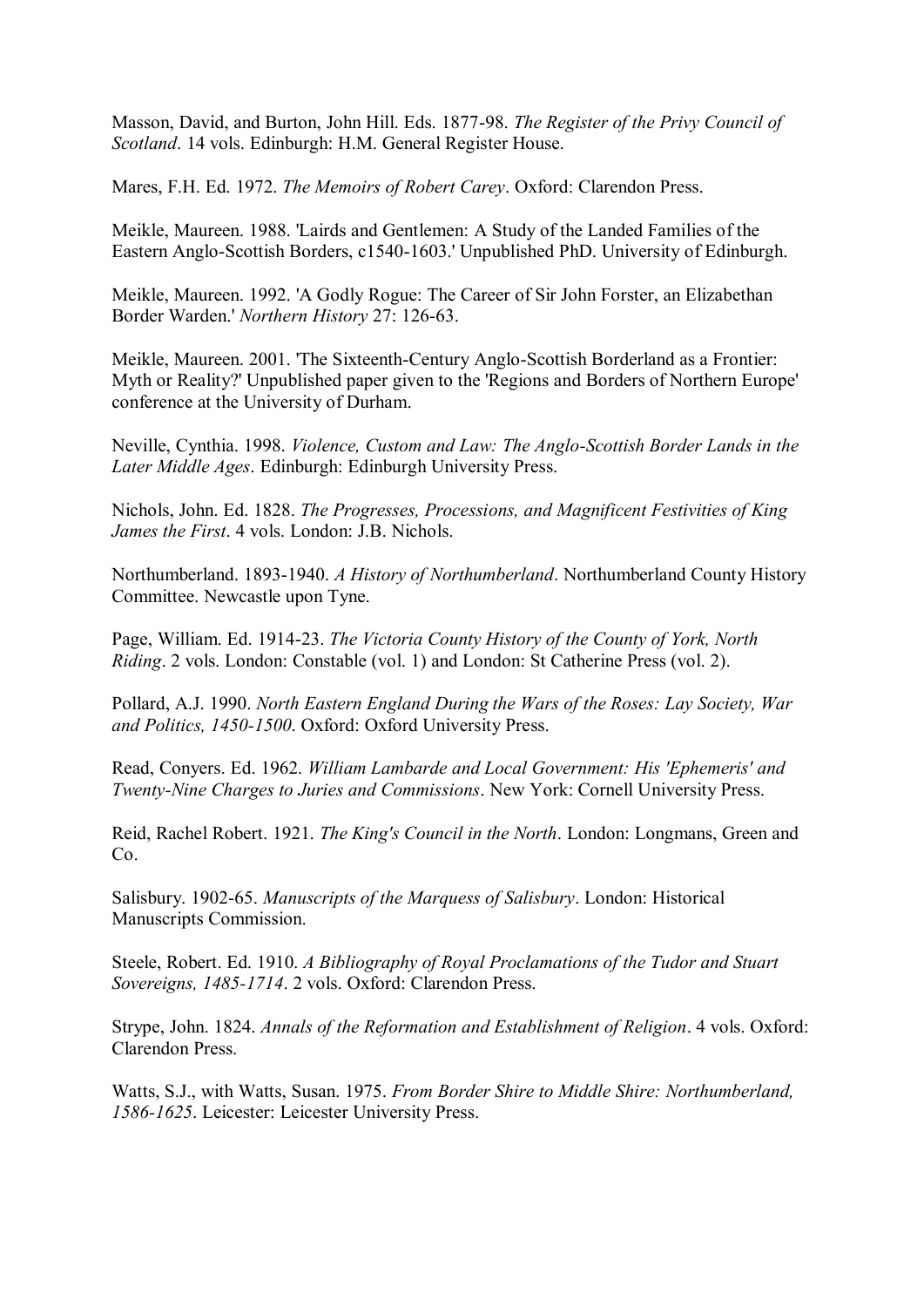Masson, David, and Burton, John Hill. Eds. 1877-98. *The Register of the Privy Council of Scotland*. 14 vols. Edinburgh: H.M. General Register House.

Mares, F.H. Ed. 1972. *The Memoirs of Robert Carey*. Oxford: Clarendon Press.

Meikle, Maureen. 1988. 'Lairds and Gentlemen: A Study of the Landed Families of the Eastern Anglo-Scottish Borders, c1540-1603.' Unpublished PhD. University of Edinburgh.

Meikle, Maureen. 1992. 'A Godly Rogue: The Career of Sir John Forster, an Elizabethan Border Warden.' *Northern History* 27: 126-63.

Meikle, Maureen. 2001. 'The Sixteenth-Century Anglo-Scottish Borderland as a Frontier: Myth or Reality?' Unpublished paper given to the 'Regions and Borders of Northern Europe' conference at the University of Durham.

Neville, Cynthia. 1998. *Violence, Custom and Law: The Anglo-Scottish Border Lands in the Later Middle Ages*. Edinburgh: Edinburgh University Press.

Nichols, John. Ed. 1828. *The Progresses, Processions, and Magnificent Festivities of King James the First*. 4 vols. London: J.B. Nichols.

Northumberland. 1893-1940. *A History of Northumberland*. Northumberland County History Committee. Newcastle upon Tyne.

Page, William. Ed. 1914-23. *The Victoria County History of the County of York, North Riding*. 2 vols. London: Constable (vol. 1) and London: St Catherine Press (vol. 2).

Pollard, A.J. 1990. *North Eastern England During the Wars of the Roses: Lay Society, War and Politics, 1450-1500*. Oxford: Oxford University Press.

Read, Conyers. Ed. 1962. *William Lambarde and Local Government: His 'Ephemeris' and Twenty-Nine Charges to Juries and Commissions*. New York: Cornell University Press.

Reid, Rachel Robert. 1921. *The King's Council in the North*. London: Longmans, Green and Co.

Salisbury. 1902-65. *Manuscripts of the Marquess of Salisbury*. London: Historical Manuscripts Commission.

Steele, Robert. Ed. 1910. *A Bibliography of Royal Proclamations of the Tudor and Stuart Sovereigns, 1485-1714*. 2 vols. Oxford: Clarendon Press.

Strype, John. 1824. *Annals of the Reformation and Establishment of Religion*. 4 vols. Oxford: Clarendon Press.

Watts, S.J., with Watts, Susan. 1975. *From Border Shire to Middle Shire: Northumberland, 1586-1625*. Leicester: Leicester University Press.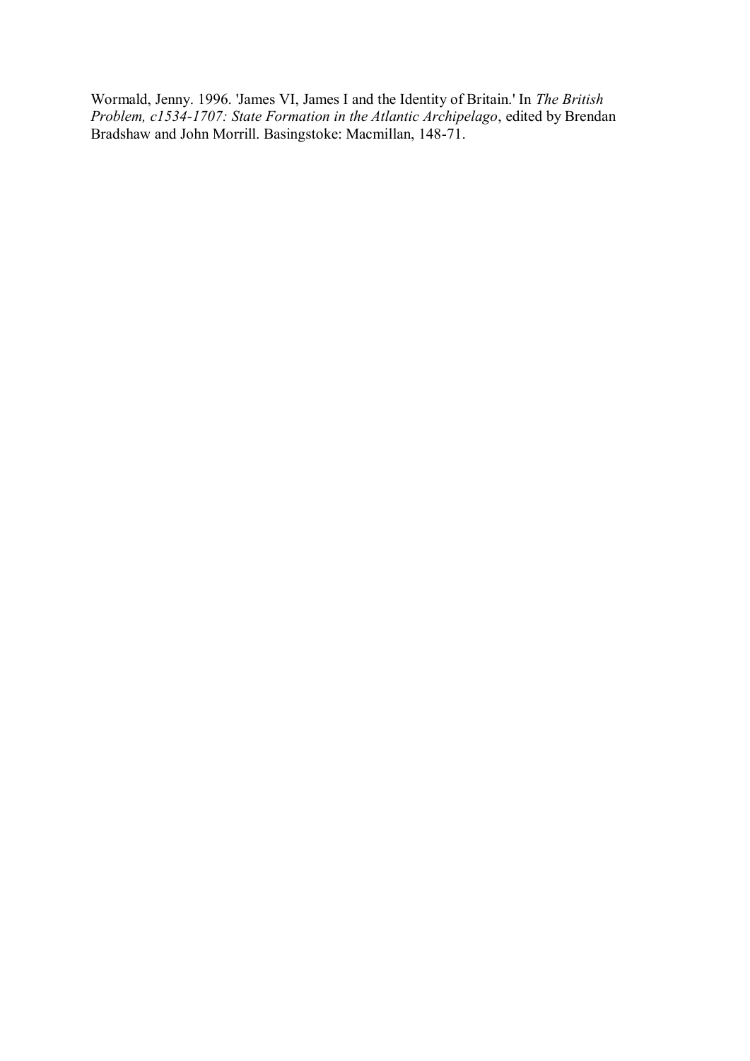Wormald, Jenny. 1996. 'James VI, James I and the Identity of Britain.' In *The British Problem, c1534-1707: State Formation in the Atlantic Archipelago*, edited by Brendan Bradshaw and John Morrill. Basingstoke: Macmillan, 148-71.